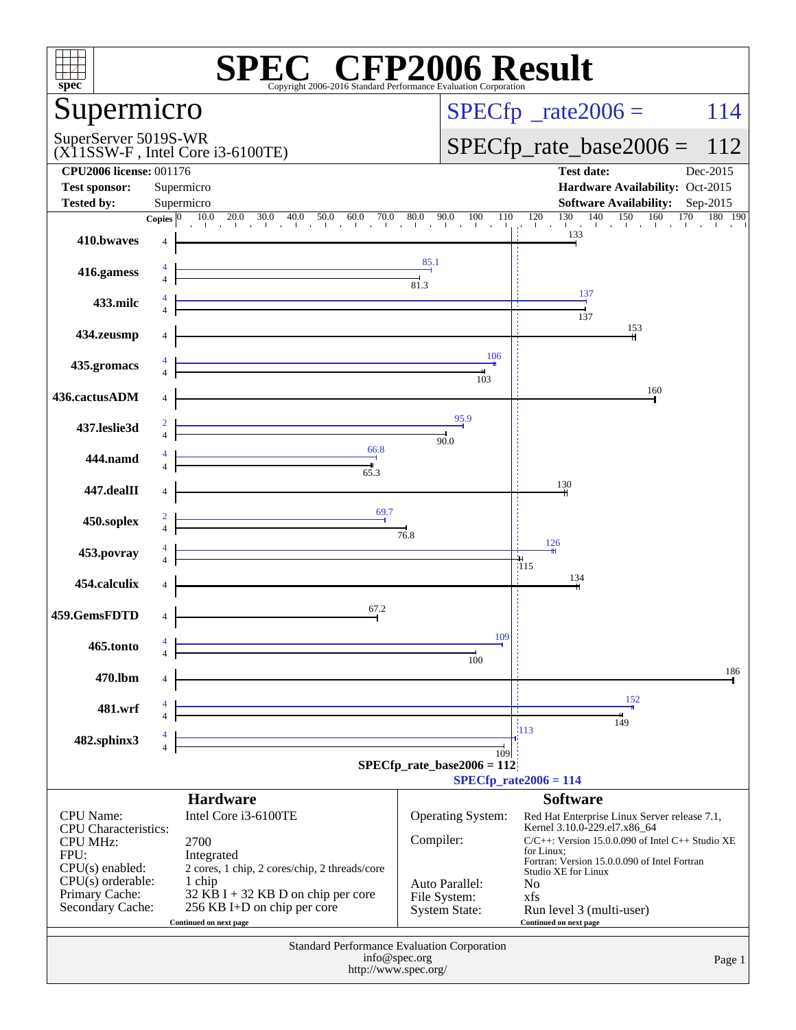# SPEC CFP2006 Result

Copyright 2006-2016 Standard Performance Evaluation Corporation

## Supermicro

SuperServer 5019S-WR
(X11SSW-F , Intel Core i3-6100TE)

SPECfp_rate2006 = 114

SPECfp_rate_base2006 = 112

| | | | |
|---|---|---|---|
| **CPU2006 license:** 001176 | | **Test date:** | Dec-2015 |
| **Test sponsor:** | Supermicro | **Hardware Availability:** | Oct-2015 |
| **Tested by:** | Supermicro | **Software Availability:** | Sep-2015 |

| Benchmark | Copies (peak) | Peak | Copies (base) | Base |
|---|---|---|---|---|
| 410.bwaves | | | 4 | 133 |
| 416.gamess | 4 | 85.1 | 4 | 81.3 |
| 433.milc | 4 | 137 | 4 | 137 |
| 434.zeusmp | | | 4 | 153 |
| 435.gromacs | 4 | 106 | 4 | 103 |
| 436.cactusADM | | | 4 | 160 |
| 437.leslie3d | 2 | 95.9 | 4 | 90.0 |
| 444.namd | 4 | 66.8 | 4 | 65.3 |
| 447.dealII | | | 4 | 130 |
| 450.soplex | 2 | 69.7 | 4 | 76.8 |
| 453.povray | 4 | 126 | 4 | 115 |
| 454.calculix | | | 4 | 134 |
| 459.GemsFDTD | | | 4 | 67.2 |
| 465.tonto | 4 | 109 | 4 | 100 |
| 470.lbm | | | 4 | 186 |
| 481.wrf | 4 | 152 | 4 | 149 |
| 482.sphinx3 | 4 | 113 | 4 | 109 |

SPECfp_rate_base2006 = 112

SPECfp_rate2006 = 114

## Hardware

| | |
|---|---|
| CPU Name: | Intel Core i3-6100TE |
| CPU Characteristics: | |
| CPU MHz: | 2700 |
| FPU: | Integrated |
| CPU(s) enabled: | 2 cores, 1 chip, 2 cores/chip, 2 threads/core |
| CPU(s) orderable: | 1 chip |
| Primary Cache: | 32 KB I + 32 KB D on chip per core |
| Secondary Cache: | 256 KB I+D on chip per core |

Continued on next page

## Software

| | |
|---|---|
| Operating System: | Red Hat Enterprise Linux Server release 7.1, Kernel 3.10.0-229.el7.x86_64 |
| Compiler: | C/C++: Version 15.0.0.090 of Intel C++ Studio XE for Linux; Fortran: Version 15.0.0.090 of Intel Fortran Studio XE for Linux |
| Auto Parallel: | No |
| File System: | xfs |
| System State: | Run level 3 (multi-user) |

Continued on next page

Standard Performance Evaluation Corporation
info@spec.org
http://www.spec.org/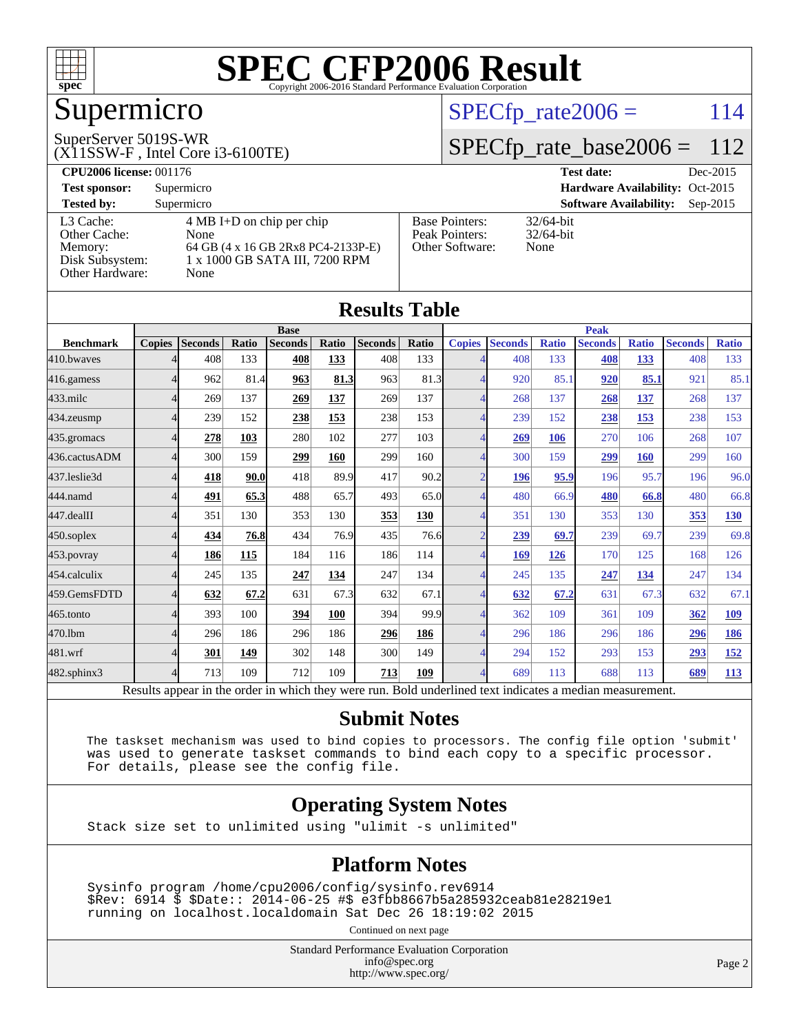# SPEC CFP2006 Result

Copyright 2006-2016 Standard Performance Evaluation Corporation

## Supermicro

SuperServer 5019S-WR
(X11SSW-F , Intel Core i3-6100TE)

SPECfp_rate2006 = 114

SPECfp_rate_base2006 = 112

| | | | |
|---|---|---|---|
| **CPU2006 license:** 001176 | | **Test date:** | Dec-2015 |
| **Test sponsor:** | Supermicro | **Hardware Availability:** | Oct-2015 |
| **Tested by:** | Supermicro | **Software Availability:** | Sep-2015 |

| | |
|---|---|
| L3 Cache: | 4 MB I+D on chip per chip |
| Other Cache: | None |
| Memory: | 64 GB (4 x 16 GB 2Rx8 PC4-2133P-E) |
| Disk Subsystem: | 1 x 1000 GB SATA III, 7200 RPM |
| Other Hardware: | None |

| | |
|---|---|
| Base Pointers: | 32/64-bit |
| Peak Pointers: | 32/64-bit |
| Other Software: | None |

## Results Table

| | Base | | | | | | | | Peak | | | | | | | |
|---|---|---|---|---|---|---|---|---|---|---|---|---|---|---|---|---|
| **Benchmark** | **Copies** | **Seconds** | **Ratio** | **Seconds** | **Ratio** | **Seconds** | **Ratio** | | **Copies** | **Seconds** | **Ratio** | **Seconds** | **Ratio** | **Seconds** | **Ratio** |
| 410.bwaves | 4 | 408 | 133 | **408** | **133** | 408 | 133 | | 4 | 408 | 133 | **408** | **133** | 408 | 133 |
| 416.gamess | 4 | 962 | 81.4 | **963** | **81.3** | 963 | 81.3 | | 4 | 920 | 85.1 | **920** | **85.1** | 921 | 85.1 |
| 433.milc | 4 | 269 | 137 | **269** | **137** | 269 | 137 | | 4 | 268 | 137 | **268** | **137** | 268 | 137 |
| 434.zeusmp | 4 | 239 | 152 | **238** | **153** | 238 | 153 | | 4 | 239 | 152 | **238** | **153** | 238 | 153 |
| 435.gromacs | 4 | **278** | **103** | 280 | 102 | 277 | 103 | | 4 | **269** | **106** | 270 | 106 | 268 | 107 |
| 436.cactusADM | 4 | 300 | 159 | **299** | **160** | 299 | 160 | | 4 | 300 | 159 | **299** | **160** | 299 | 160 |
| 437.leslie3d | 4 | **418** | **90.0** | 418 | 89.9 | 417 | 90.2 | | 2 | **196** | **95.9** | 196 | 95.7 | 196 | 96.0 |
| 444.namd | 4 | **491** | **65.3** | 488 | 65.7 | 493 | 65.0 | | 4 | 480 | 66.9 | **480** | **66.8** | 480 | 66.8 |
| 447.dealII | 4 | 351 | 130 | 353 | 130 | **353** | **130** | | 4 | 351 | 130 | 353 | 130 | **353** | **130** |
| 450.soplex | 4 | **434** | **76.8** | 434 | 76.9 | 435 | 76.6 | | 2 | **239** | **69.7** | 239 | 69.7 | 239 | 69.8 |
| 453.povray | 4 | **186** | **115** | 184 | 116 | 186 | 114 | | 4 | **169** | **126** | 170 | 125 | 168 | 126 |
| 454.calculix | 4 | 245 | 135 | **247** | **134** | 247 | 134 | | 4 | 245 | 135 | **247** | **134** | 247 | 134 |
| 459.GemsFDTD | 4 | **632** | **67.2** | 631 | 67.3 | 632 | 67.1 | | 4 | **632** | **67.2** | 631 | 67.3 | 632 | 67.1 |
| 465.tonto | 4 | 393 | 100 | **394** | **100** | 394 | 99.9 | | 4 | 362 | 109 | 361 | 109 | **362** | **109** |
| 470.lbm | 4 | 296 | 186 | 296 | 186 | **296** | **186** | | 4 | 296 | 186 | 296 | 186 | **296** | **186** |
| 481.wrf | 4 | **301** | **149** | 302 | 148 | 300 | 149 | | 4 | 294 | 152 | 293 | 153 | **293** | **152** |
| 482.sphinx3 | 4 | 713 | 109 | 712 | 109 | **713** | **109** | | 4 | 689 | 113 | 688 | 113 | **689** | **113** |

Results appear in the order in which they were run. Bold underlined text indicates a median measurement.

## Submit Notes

```
The taskset mechanism was used to bind copies to processors. The config file option 'submit'
was used to generate taskset commands to bind each copy to a specific processor.
For details, please see the config file.
```

## Operating System Notes

```
Stack size set to unlimited using "ulimit -s unlimited"
```

## Platform Notes

```
Sysinfo program /home/cpu2006/config/sysinfo.rev6914
$Rev: 6914 $ $Date:: 2014-06-25 #$ e3fbb8667b5a285932ceab81e28219e1
running on localhost.localdomain Sat Dec 26 18:19:02 2015
```

Continued on next page

Standard Performance Evaluation Corporation
info@spec.org
http://www.spec.org/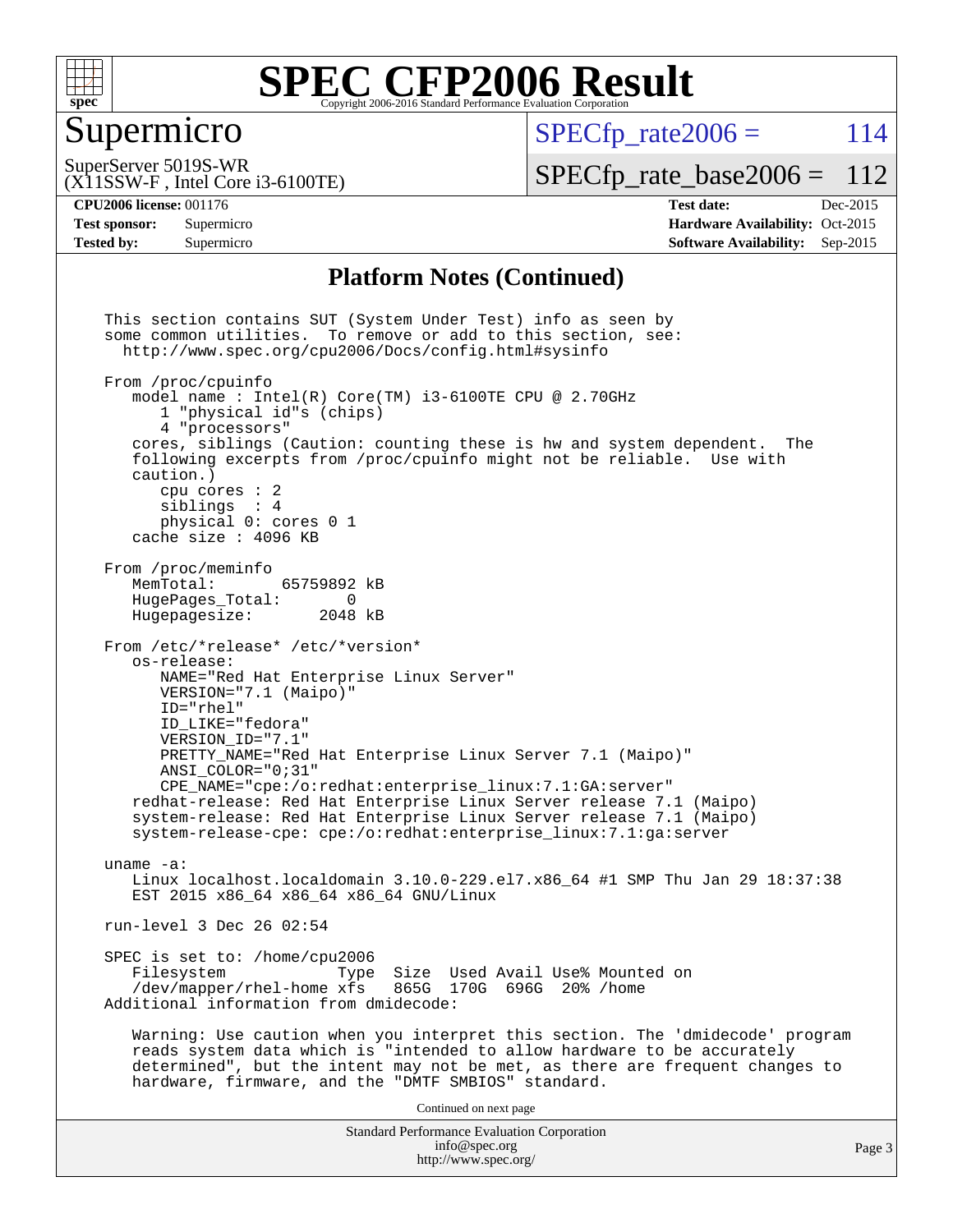## Platform Notes (Continued)

```
This section contains SUT (System Under Test) info as seen by
some common utilities.  To remove or add to this section, see:
  http://www.spec.org/cpu2006/Docs/config.html#sysinfo

From /proc/cpuinfo
   model name : Intel(R) Core(TM) i3-6100TE CPU @ 2.70GHz
      1 "physical id"s (chips)
      4 "processors"
   cores, siblings (Caution: counting these is hw and system dependent.  The
   following excerpts from /proc/cpuinfo might not be reliable.  Use with
   caution.)
      cpu cores : 2
      siblings  : 4
      physical 0: cores 0 1
   cache size : 4096 KB

From /proc/meminfo
   MemTotal:       65759892 kB
   HugePages_Total:       0
   Hugepagesize:       2048 kB

From /etc/*release* /etc/*version*
   os-release:
      NAME="Red Hat Enterprise Linux Server"
      VERSION="7.1 (Maipo)"
      ID="rhel"
      ID_LIKE="fedora"
      VERSION_ID="7.1"
      PRETTY_NAME="Red Hat Enterprise Linux Server 7.1 (Maipo)"
      ANSI_COLOR="0;31"
      CPE_NAME="cpe:/o:redhat:enterprise_linux:7.1:GA:server"
   redhat-release: Red Hat Enterprise Linux Server release 7.1 (Maipo)
   system-release: Red Hat Enterprise Linux Server release 7.1 (Maipo)
   system-release-cpe: cpe:/o:redhat:enterprise_linux:7.1:ga:server

uname -a:
   Linux localhost.localdomain 3.10.0-229.el7.x86_64 #1 SMP Thu Jan 29 18:37:38
   EST 2015 x86_64 x86_64 x86_64 GNU/Linux

run-level 3 Dec 26 02:54

SPEC is set to: /home/cpu2006
   Filesystem            Type  Size  Used Avail Use% Mounted on
   /dev/mapper/rhel-home xfs   865G  170G  696G  20% /home
Additional information from dmidecode:

   Warning: Use caution when you interpret this section. The 'dmidecode' program
   reads system data which is "intended to allow hardware to be accurately
   determined", but the intent may not be met, as there are frequent changes to
   hardware, firmware, and the "DMTF SMBIOS" standard.
```

Continued on next page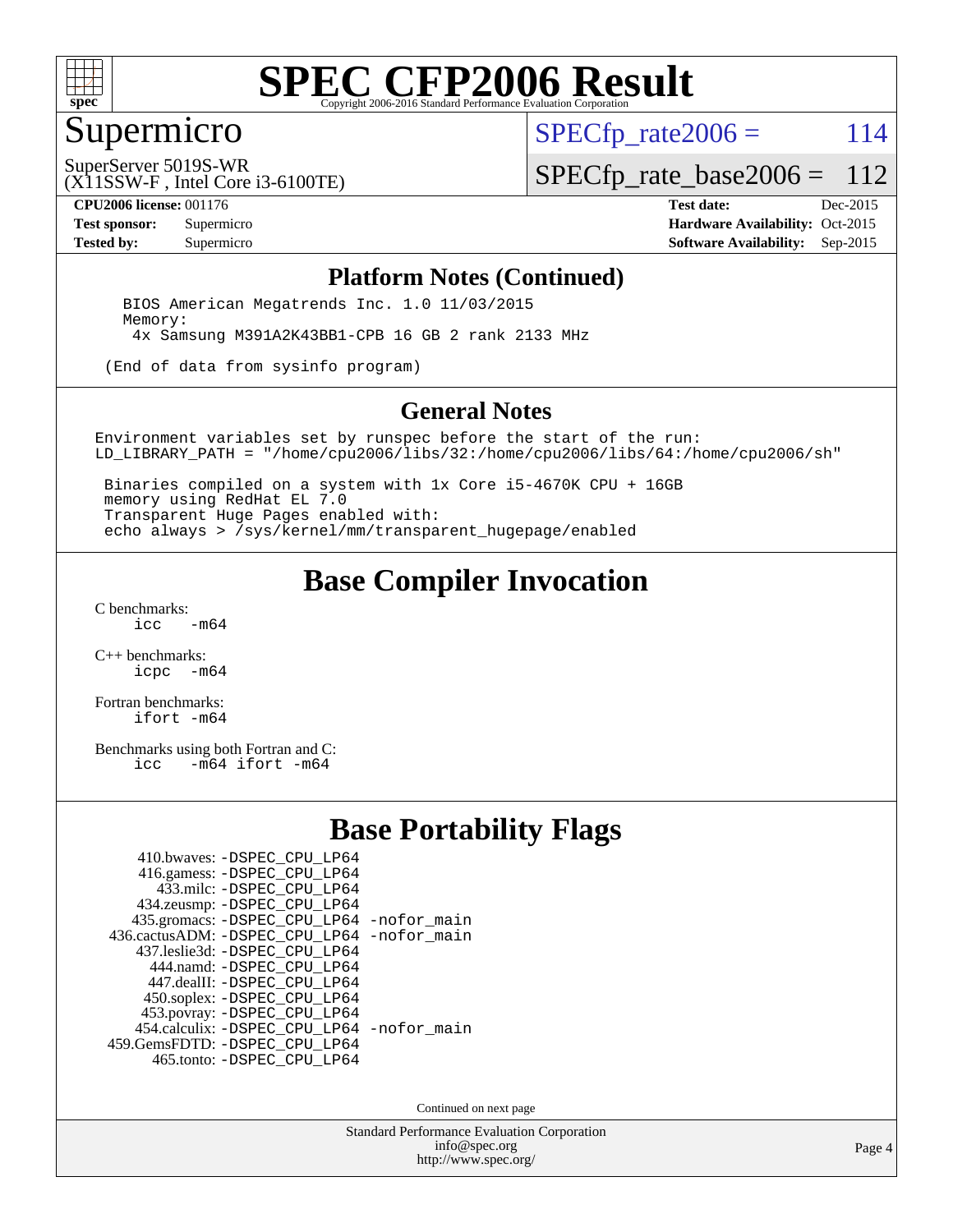## Platform Notes (Continued)

```
BIOS American Megatrends Inc. 1.0 11/03/2015
Memory:
 4x Samsung M391A2K43BB1-CPB 16 GB 2 rank 2133 MHz

(End of data from sysinfo program)
```

## General Notes

```
Environment variables set by runspec before the start of the run:
LD_LIBRARY_PATH = "/home/cpu2006/libs/32:/home/cpu2006/libs/64:/home/cpu2006/sh"

 Binaries compiled on a system with 1x Core i5-4670K CPU + 16GB
 memory using RedHat EL 7.0
 Transparent Huge Pages enabled with:
 echo always > /sys/kernel/mm/transparent_hugepage/enabled
```

## Base Compiler Invocation

C benchmarks:
    icc   -m64

C++ benchmarks:
    icpc   -m64

Fortran benchmarks:
    ifort -m64

Benchmarks using both Fortran and C:
    icc   -m64 ifort -m64

## Base Portability Flags

```
     410.bwaves: -DSPEC_CPU_LP64
     416.gamess: -DSPEC_CPU_LP64
       433.milc: -DSPEC_CPU_LP64
     434.zeusmp: -DSPEC_CPU_LP64
    435.gromacs: -DSPEC_CPU_LP64 -nofor_main
 436.cactusADM: -DSPEC_CPU_LP64 -nofor_main
    437.leslie3d: -DSPEC_CPU_LP64
       444.namd: -DSPEC_CPU_LP64
     447.dealII: -DSPEC_CPU_LP64
     450.soplex: -DSPEC_CPU_LP64
     453.povray: -DSPEC_CPU_LP64
   454.calculix: -DSPEC_CPU_LP64 -nofor_main
 459.GemsFDTD: -DSPEC_CPU_LP64
      465.tonto: -DSPEC_CPU_LP64
```

Continued on next page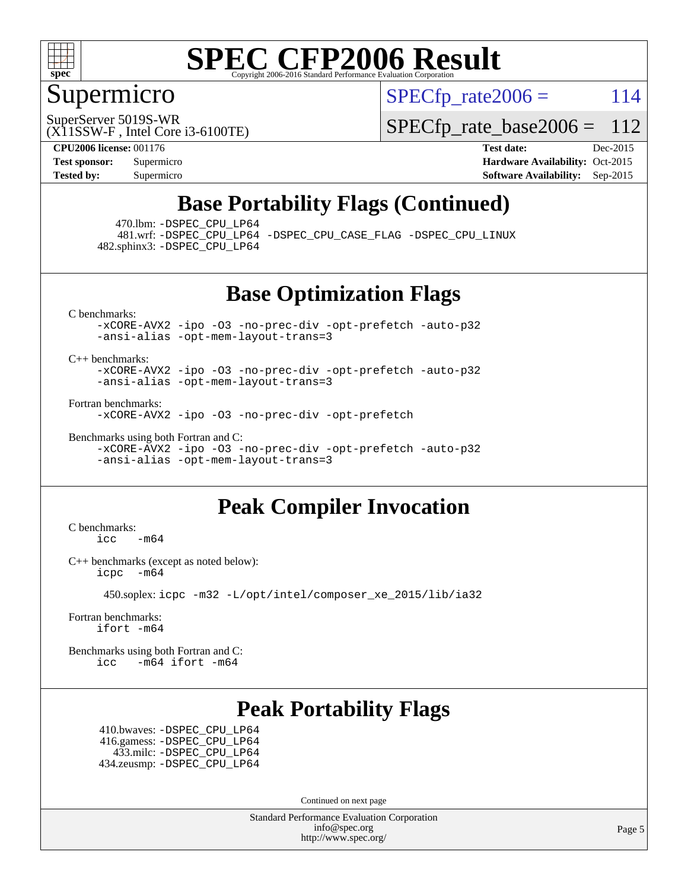# SPEC CFP2006 Result

Copyright 2006-2016 Standard Performance Evaluation Corporation

## Supermicro

SuperServer 5019S-WR
(X11SSW-F , Intel Core i3-6100TE)

SPECfp_rate2006 = 114

SPECfp_rate_base2006 = 112

**CPU2006 license:** 001176
**Test sponsor:** Supermicro
**Tested by:** Supermicro

**Test date:** Dec-2015
**Hardware Availability:** Oct-2015
**Software Availability:** Sep-2015

## Base Portability Flags (Continued)

470.lbm: -DSPEC_CPU_LP64
481.wrf: -DSPEC_CPU_LP64 -DSPEC_CPU_CASE_FLAG -DSPEC_CPU_LINUX
482.sphinx3: -DSPEC_CPU_LP64

## Base Optimization Flags

C benchmarks:
-xCORE-AVX2 -ipo -O3 -no-prec-div -opt-prefetch -auto-p32 -ansi-alias -opt-mem-layout-trans=3

C++ benchmarks:
-xCORE-AVX2 -ipo -O3 -no-prec-div -opt-prefetch -auto-p32 -ansi-alias -opt-mem-layout-trans=3

Fortran benchmarks:
-xCORE-AVX2 -ipo -O3 -no-prec-div -opt-prefetch

Benchmarks using both Fortran and C:
-xCORE-AVX2 -ipo -O3 -no-prec-div -opt-prefetch -auto-p32 -ansi-alias -opt-mem-layout-trans=3

## Peak Compiler Invocation

C benchmarks:
icc -m64

C++ benchmarks (except as noted below):
icpc -m64

450.soplex: icpc -m32 -L/opt/intel/composer_xe_2015/lib/ia32

Fortran benchmarks:
ifort -m64

Benchmarks using both Fortran and C:
icc -m64 ifort -m64

## Peak Portability Flags

410.bwaves: -DSPEC_CPU_LP64
416.gamess: -DSPEC_CPU_LP64
433.milc: -DSPEC_CPU_LP64
434.zeusmp: -DSPEC_CPU_LP64

Continued on next page

Standard Performance Evaluation Corporation
info@spec.org
http://www.spec.org/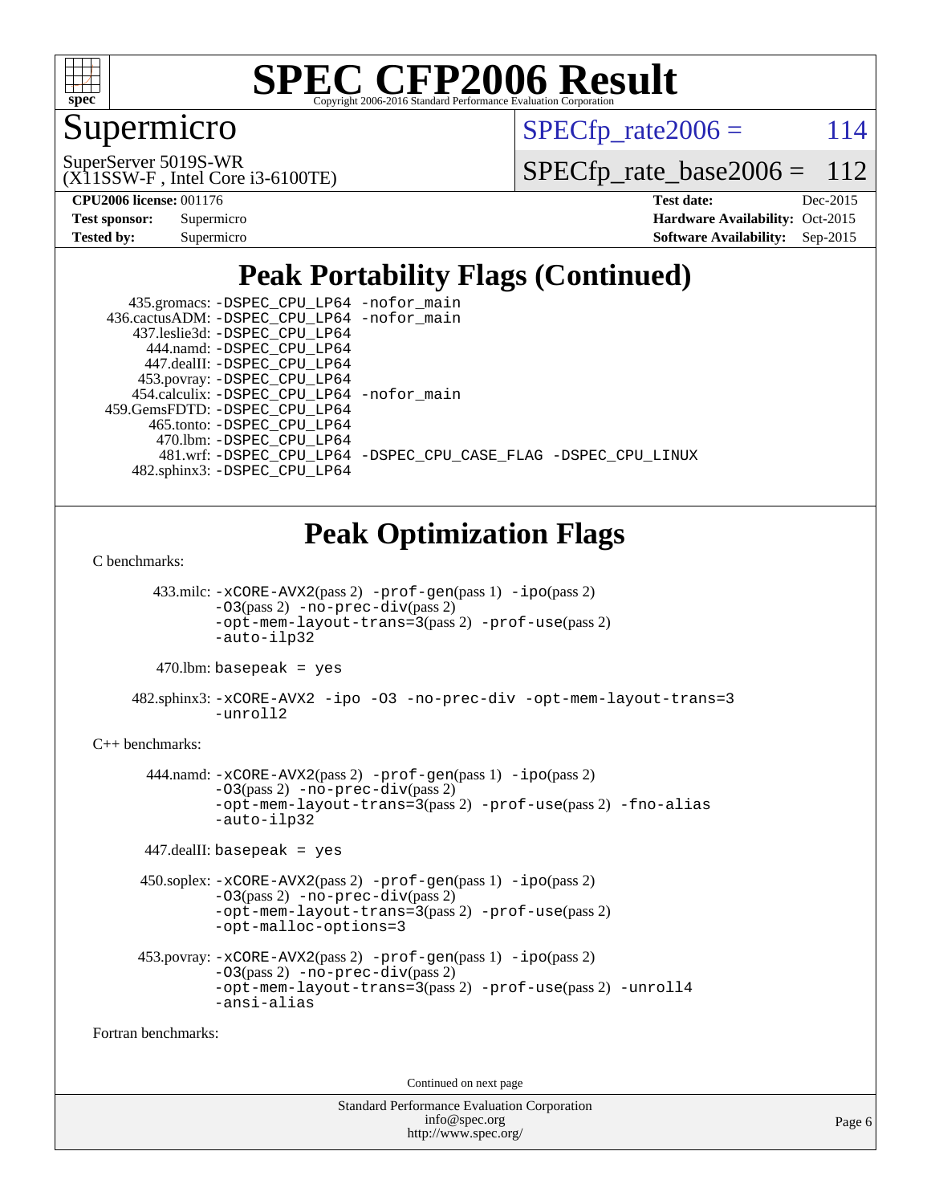# SPEC CFP2006 Result

Copyright 2006-2016 Standard Performance Evaluation Corporation

## Supermicro

SuperServer 5019S-WR
(X11SSW-F , Intel Core i3-6100TE)

SPECfp_rate2006 = 114

SPECfp_rate_base2006 = 112

**CPU2006 license:** 001176
**Test sponsor:** Supermicro
**Tested by:** Supermicro

**Test date:** Dec-2015
**Hardware Availability:** Oct-2015
**Software Availability:** Sep-2015

## Peak Portability Flags (Continued)

435.gromacs: -DSPEC_CPU_LP64 -nofor_main
436.cactusADM: -DSPEC_CPU_LP64 -nofor_main
437.leslie3d: -DSPEC_CPU_LP64
444.namd: -DSPEC_CPU_LP64
447.dealII: -DSPEC_CPU_LP64
453.povray: -DSPEC_CPU_LP64
454.calculix: -DSPEC_CPU_LP64 -nofor_main
459.GemsFDTD: -DSPEC_CPU_LP64
465.tonto: -DSPEC_CPU_LP64
470.lbm: -DSPEC_CPU_LP64
481.wrf: -DSPEC_CPU_LP64 -DSPEC_CPU_CASE_FLAG -DSPEC_CPU_LINUX
482.sphinx3: -DSPEC_CPU_LP64

## Peak Optimization Flags

C benchmarks:

433.milc: -xCORE-AVX2(pass 2) -prof-gen(pass 1) -ipo(pass 2) -O3(pass 2) -no-prec-div(pass 2) -opt-mem-layout-trans=3(pass 2) -prof-use(pass 2) -auto-ilp32

470.lbm: basepeak = yes

482.sphinx3: -xCORE-AVX2 -ipo -O3 -no-prec-div -opt-mem-layout-trans=3 -unroll2

C++ benchmarks:

444.namd: -xCORE-AVX2(pass 2) -prof-gen(pass 1) -ipo(pass 2) -O3(pass 2) -no-prec-div(pass 2) -opt-mem-layout-trans=3(pass 2) -prof-use(pass 2) -fno-alias -auto-ilp32

447.dealII: basepeak = yes

450.soplex: -xCORE-AVX2(pass 2) -prof-gen(pass 1) -ipo(pass 2) -O3(pass 2) -no-prec-div(pass 2) -opt-mem-layout-trans=3(pass 2) -prof-use(pass 2) -opt-malloc-options=3

453.povray: -xCORE-AVX2(pass 2) -prof-gen(pass 1) -ipo(pass 2) -O3(pass 2) -no-prec-div(pass 2) -opt-mem-layout-trans=3(pass 2) -prof-use(pass 2) -unroll4 -ansi-alias

Fortran benchmarks:

Continued on next page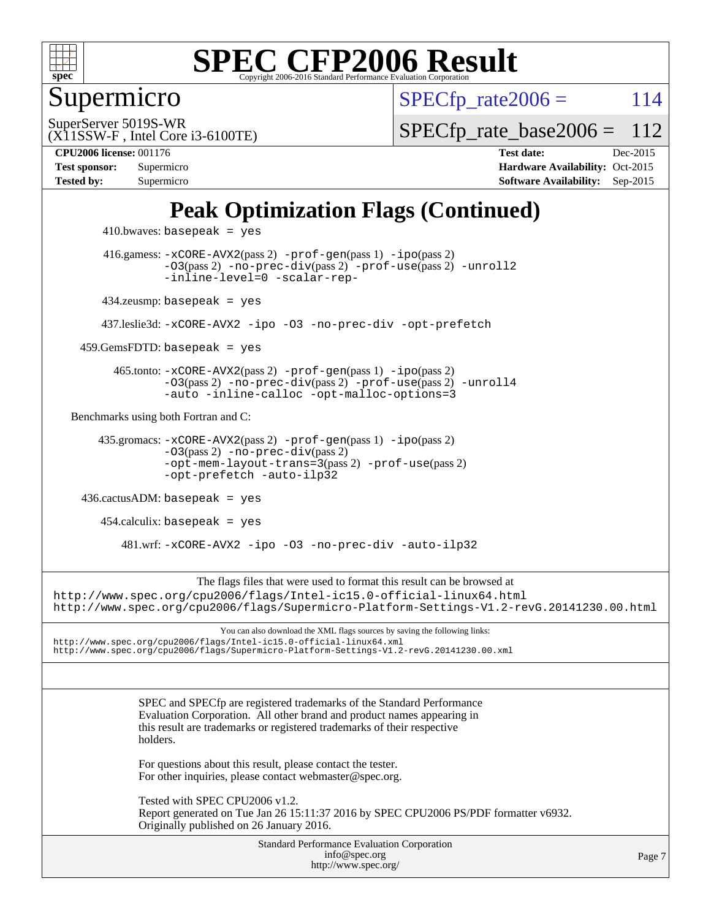# Peak Optimization Flags (Continued)

410.bwaves: basepeak = yes

416.gamess: -xCORE-AVX2(pass 2) -prof-gen(pass 1) -ipo(pass 2) -O3(pass 2) -no-prec-div(pass 2) -prof-use(pass 2) -unroll2 -inline-level=0 -scalar-rep-

434.zeusmp: basepeak = yes

437.leslie3d: -xCORE-AVX2 -ipo -O3 -no-prec-div -opt-prefetch

459.GemsFDTD: basepeak = yes

465.tonto: -xCORE-AVX2(pass 2) -prof-gen(pass 1) -ipo(pass 2) -O3(pass 2) -no-prec-div(pass 2) -prof-use(pass 2) -unroll4 -auto -inline-calloc -opt-malloc-options=3

Benchmarks using both Fortran and C:

435.gromacs: -xCORE-AVX2(pass 2) -prof-gen(pass 1) -ipo(pass 2) -O3(pass 2) -no-prec-div(pass 2) -opt-mem-layout-trans=3(pass 2) -prof-use(pass 2) -opt-prefetch -auto-ilp32

436.cactusADM: basepeak = yes

454.calculix: basepeak = yes

481.wrf: -xCORE-AVX2 -ipo -O3 -no-prec-div -auto-ilp32

The flags files that were used to format this result can be browsed at
http://www.spec.org/cpu2006/flags/Intel-ic15.0-official-linux64.html
http://www.spec.org/cpu2006/flags/Supermicro-Platform-Settings-V1.2-revG.20141230.00.html

You can also download the XML flags sources by saving the following links:
http://www.spec.org/cpu2006/flags/Intel-ic15.0-official-linux64.xml
http://www.spec.org/cpu2006/flags/Supermicro-Platform-Settings-V1.2-revG.20141230.00.xml

SPEC and SPECfp are registered trademarks of the Standard Performance Evaluation Corporation. All other brand and product names appearing in this result are trademarks or registered trademarks of their respective holders.

For questions about this result, please contact the tester.
For other inquiries, please contact webmaster@spec.org.

Tested with SPEC CPU2006 v1.2.
Report generated on Tue Jan 26 15:11:37 2016 by SPEC CPU2006 PS/PDF formatter v6932.
Originally published on 26 January 2016.